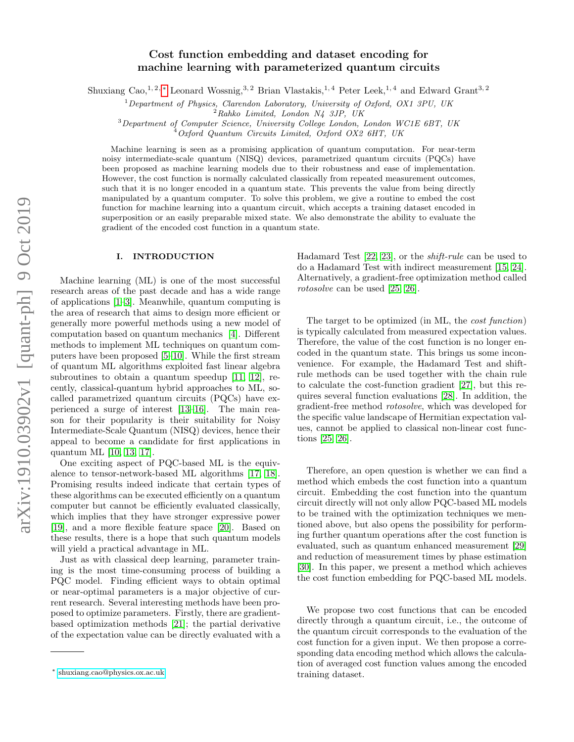# Cost function embedding and dataset encoding for machine learning with parameterized quantum circuits

Shuxiang Cao,[1,2,*] Leonard Wossnig,[3,2] Brian Vlastakis,[1,4] Peter Leek,[1,4] and Edward Grant[3,2]

[1] *Department of Physics, Clarendon Laboratory, University of Oxford, OX1 3PU, UK*
[2] *Rahko Limited, London N4 3JP, UK*
[3] *Department of Computer Science, University College London, London WC1E 6BT, UK*
[4] *Oxford Quantum Circuits Limited, Oxford OX2 6HT, UK*

Machine learning is seen as a promising application of quantum computation. For near-term noisy intermediate-scale quantum (NISQ) devices, parametrized quantum circuits (PQCs) have been proposed as machine learning models due to their robustness and ease of implementation. However, the cost function is normally calculated classically from repeated measurement outcomes, such that it is no longer encoded in a quantum state. This prevents the value from being directly manipulated by a quantum computer. To solve this problem, we give a routine to embed the cost function for machine learning into a quantum circuit, which accepts a training dataset encoded in superposition or an easily preparable mixed state. We also demonstrate the ability to evaluate the gradient of the encoded cost function in a quantum state.

## I. INTRODUCTION

Machine learning (ML) is one of the most successful research areas of the past decade and has a wide range of applications [1–3]. Meanwhile, quantum computing is the area of research that aims to design more efficient or generally more powerful methods using a new model of computation based on quantum mechanics [4]. Different methods to implement ML techniques on quantum computers have been proposed [5–10]. While the first stream of quantum ML algorithms exploited fast linear algebra subroutines to obtain a quantum speedup [11, 12], recently, classical-quantum hybrid approaches to ML, so-called parametrized quantum circuits (PQCs) have experienced a surge of interest [13–16]. The main reason for their popularity is their suitability for Noisy Intermediate-Scale Quantum (NISQ) devices, hence their appeal to become a candidate for first applications in quantum ML [10, 13, 17].

One exciting aspect of PQC-based ML is the equivalence to tensor-network-based ML algorithms [17, 18]. Promising results indeed indicate that certain types of these algorithms can be executed efficiently on a quantum computer but cannot be efficiently evaluated classically, which implies that they have stronger expressive power [19], and a more flexible feature space [20]. Based on these results, there is a hope that such quantum models will yield a practical advantage in ML.

Just as with classical deep learning, parameter training is the most time-consuming process of building a PQC model. Finding efficient ways to obtain optimal or near-optimal parameters is a major objective of current research. Several interesting methods have been proposed to optimize parameters. Firstly, there are gradient-based optimization methods [21]; the partial derivative of the expectation value can be directly evaluated with a Hadamard Test [22, 23], or the *shift-rule* can be used to do a Hadamard Test with indirect measurement [15, 24]. Alternatively, a gradient-free optimization method called *rotosolve* can be used [25, 26].

The target to be optimized (in ML, the *cost function*) is typically calculated from measured expectation values. Therefore, the value of the cost function is no longer encoded in the quantum state. This brings us some inconvenience. For example, the Hadamard Test and shift-rule methods can be used together with the chain rule to calculate the cost-function gradient [27], but this requires several function evaluations [28]. In addition, the gradient-free method *rotosolve*, which was developed for the specific value landscape of Hermitian expectation values, cannot be applied to classical non-linear cost functions [25, 26].

Therefore, an open question is whether we can find a method which embeds the cost function into a quantum circuit. Embedding the cost function into the quantum circuit directly will not only allow PQC-based ML models to be trained with the optimization techniques we mentioned above, but also opens the possibility for performing further quantum operations after the cost function is evaluated, such as quantum enhanced measurement [29] and reduction of measurement times by phase estimation [30]. In this paper, we present a method which achieves the cost function embedding for PQC-based ML models.

We propose two cost functions that can be encoded directly through a quantum circuit, i.e., the outcome of the quantum circuit corresponds to the evaluation of the cost function for a given input. We then propose a corresponding data encoding method which allows the calculation of averaged cost function values among the encoded training dataset.

* shuxiang.cao@physics.ox.ac.uk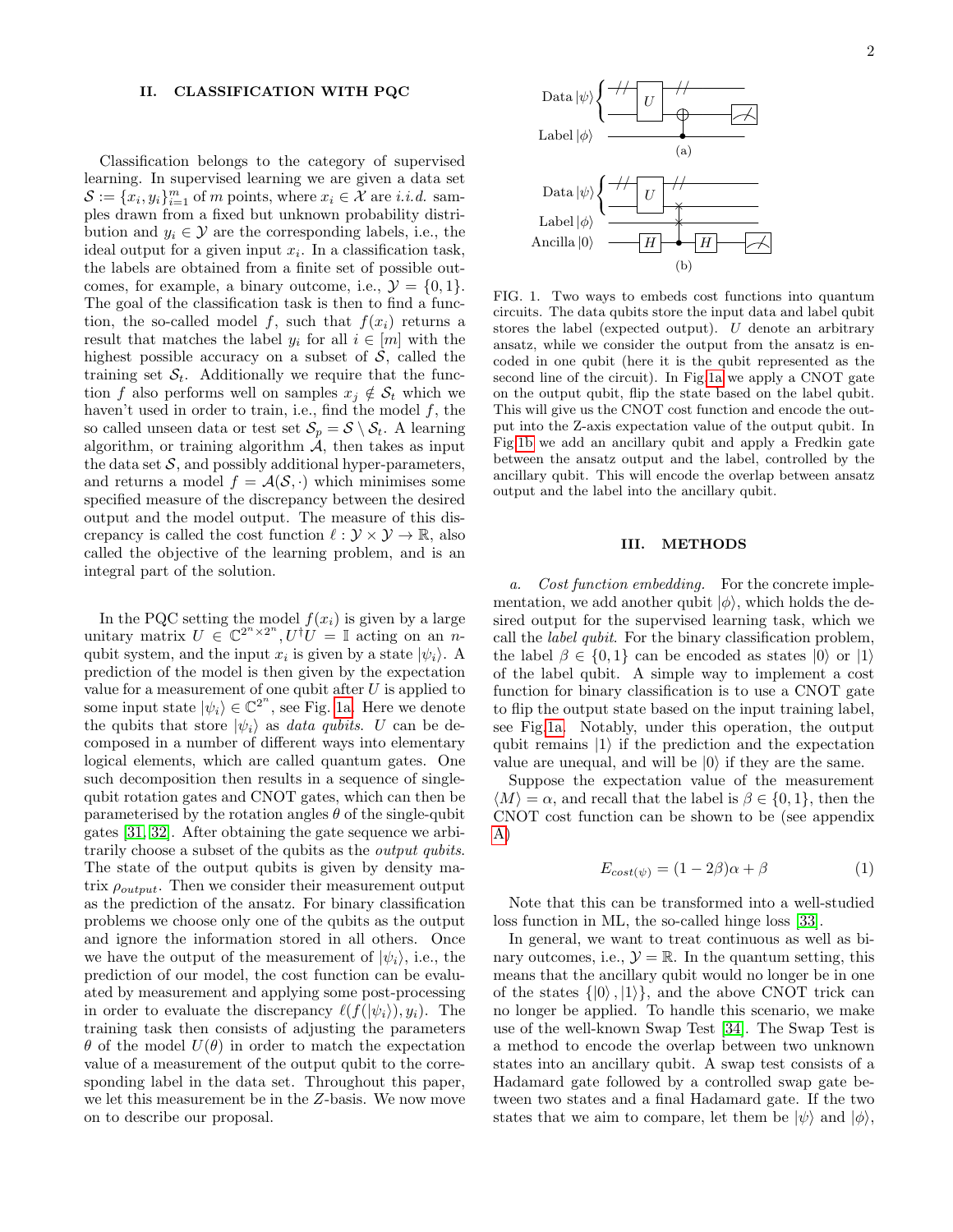## II. CLASSIFICATION WITH PQC

Classification belongs to the category of supervised learning. In supervised learning we are given a data set $\mathcal{S} := \{x_i, y_i\}_{i=1}^m$ of $m$ points, where $x_i \in \mathcal{X}$ are *i.i.d.* samples drawn from a fixed but unknown probability distribution and $y_i \in \mathcal{Y}$ are the corresponding labels, i.e., the ideal output for a given input $x_i$. In a classification task, the labels are obtained from a finite set of possible outcomes, for example, a binary outcome, i.e., $\mathcal{Y} = \{0, 1\}$. The goal of the classification task is then to find a function, the so-called model $f$, such that $f(x_i)$ returns a result that matches the label $y_i$ for all $i \in [m]$ with the highest possible accuracy on a subset of $\mathcal{S}$, called the training set $\mathcal{S}_t$. Additionally we require that the function $f$ also performs well on samples $x_j \notin \mathcal{S}_t$ which we haven't used in order to train, i.e., find the model $f$, the so called unseen data or test set $\mathcal{S}_p = \mathcal{S} \setminus \mathcal{S}_t$. A learning algorithm, or training algorithm $\mathcal{A}$, then takes as input the data set $\mathcal{S}$, and possibly additional hyper-parameters, and returns a model $f = \mathcal{A}(\mathcal{S}, \cdot)$ which minimises some specified measure of the discrepancy between the desired output and the model output. The measure of this discrepancy is called the cost function $\ell : \mathcal{Y} \times \mathcal{Y} \to \mathbb{R}$, also called the objective of the learning problem, and is an integral part of the solution.

In the PQC setting the model $f(x_i)$ is given by a large unitary matrix $U \in \mathbb{C}^{2^n \times 2^n}, U^\dagger U = \mathbb{I}$ acting on an $n$-qubit system, and the input $x_i$ is given by a state $|\psi_i\rangle$. A prediction of the model is then given by the expectation value for a measurement of one qubit after $U$ is applied to some input state $|\psi_i\rangle \in \mathbb{C}^{2^n}$, see Fig. 1a. Here we denote the qubits that store $|\psi_i\rangle$ as *data qubits*. $U$ can be decomposed in a number of different ways into elementary logical elements, which are called quantum gates. One such decomposition then results in a sequence of single-qubit rotation gates and CNOT gates, which can then be parameterised by the rotation angles $\theta$ of the single-qubit gates [31, 32]. After obtaining the gate sequence we arbitrarily choose a subset of the qubits as the *output qubits*. The state of the output qubits is given by density matrix $\rho_{output}$. Then we consider their measurement output as the prediction of the ansatz. For binary classification problems we choose only one of the qubits as the output and ignore the information stored in all others. Once we have the output of the measurement of $|\psi_i\rangle$, i.e., the prediction of our model, the cost function can be evaluated by measurement and applying some post-processing in order to evaluate the discrepancy $\ell(f(|\psi_i\rangle), y_i)$. The training task then consists of adjusting the parameters $\theta$ of the model $U(\theta)$ in order to match the expectation value of a measurement of the output qubit to the corresponding label in the data set. Throughout this paper, we let this measurement be in the $Z$-basis. We now move on to describe our proposal.

FIG. 1. Two ways to embeds cost functions into quantum circuits. The data qubits store the input data and label qubit stores the label (expected output). $U$ denote an arbitrary ansatz, while we consider the output from the ansatz is encoded in one qubit (here it is the qubit represented as the second line of the circuit). In Fig.1a we apply a CNOT gate on the output qubit, flip the state based on the label qubit. This will give us the CNOT cost function and encode the output into the Z-axis expectation value of the output qubit. In Fig.1b we add an ancillary qubit and apply a Fredkin gate between the ansatz output and the label, controlled by the ancillary qubit. This will encode the overlap between ansatz output and the label into the ancillary qubit.

## III. METHODS

*a. Cost function embedding.* For the concrete implementation, we add another qubit $|\phi\rangle$, which holds the desired output for the supervised learning task, which we call the *label qubit*. For the binary classification problem, the label $\beta \in \{0, 1\}$ can be encoded as states $|0\rangle$ or $|1\rangle$ of the label qubit. A simple way to implement a cost function for binary classification is to use a CNOT gate to flip the output state based on the input training label, see Fig.1a. Notably, under this operation, the output qubit remains $|1\rangle$ if the prediction and the expectation value are unequal, and will be $|0\rangle$ if they are the same.

Suppose the expectation value of the measurement $\langle M\rangle = \alpha$, and recall that the label is $\beta \in \{0, 1\}$, then the CNOT cost function can be shown to be (see appendix A)

$$E_{cost(\psi)} = (1 - 2\beta)\alpha + \beta \tag{1}$$

Note that this can be transformed into a well-studied loss function in ML, the so-called hinge loss [33].

In general, we want to treat continuous as well as binary outcomes, i.e., $\mathcal{Y} = \mathbb{R}$. In the quantum setting, this means that the ancillary qubit would no longer be in one of the states $\{|0\rangle, |1\rangle\}$, and the above CNOT trick can no longer be applied. To handle this scenario, we make use of the well-known Swap Test [34]. The Swap Test is a method to encode the overlap between two unknown states into an ancillary qubit. A swap test consists of a Hadamard gate followed by a controlled swap gate between two states and a final Hadamard gate. If the two states that we aim to compare, let them be $|\psi\rangle$ and $|\phi\rangle$,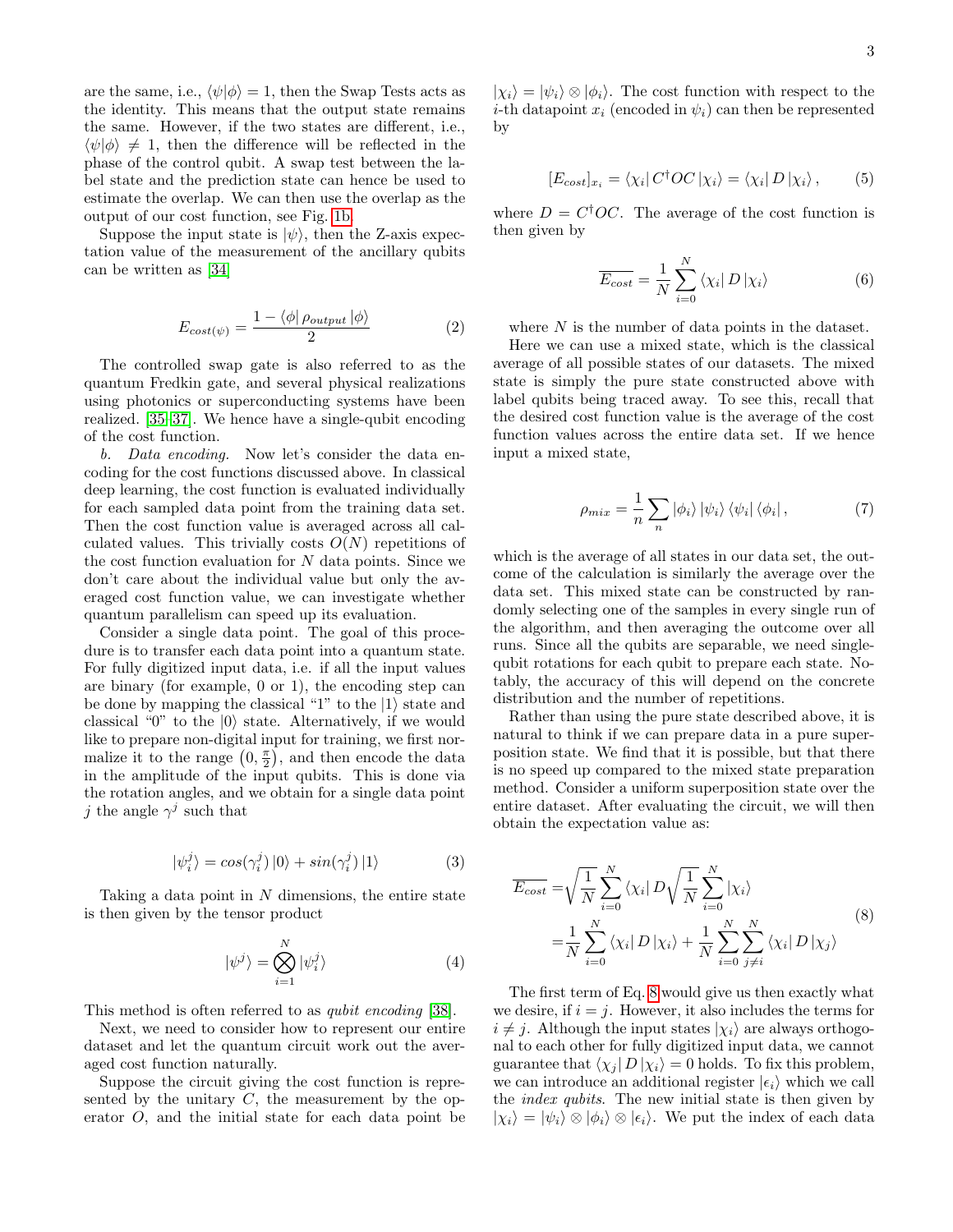are the same, i.e., $\langle\psi|\phi\rangle = 1$, then the Swap Tests acts as the identity. This means that the output state remains the same. However, if the two states are different, i.e., $\langle\psi|\phi\rangle \neq 1$, then the difference will be reflected in the phase of the control qubit. A swap test between the label state and the prediction state can hence be used to estimate the overlap. We can then use the overlap as the output of our cost function, see Fig. 1b.

Suppose the input state is $|\psi\rangle$, then the Z-axis expectation value of the measurement of the ancillary qubits can be written as [34]

$$E_{cost(\psi)} = \frac{1 - \langle\phi|\, \rho_{output}\, |\phi\rangle}{2} \tag{2}$$

The controlled swap gate is also referred to as the quantum Fredkin gate, and several physical realizations using photonics or superconducting systems have been realized. [35–37]. We hence have a single-qubit encoding of the cost function.

*b. Data encoding.* Now let's consider the data encoding for the cost functions discussed above. In classical deep learning, the cost function is evaluated individually for each sampled data point from the training data set. Then the cost function value is averaged across all calculated values. This trivially costs $O(N)$ repetitions of the cost function evaluation for $N$ data points. Since we don't care about the individual value but only the averaged cost function value, we can investigate whether quantum parallelism can speed up its evaluation.

Consider a single data point. The goal of this procedure is to transfer each data point into a quantum state. For fully digitized input data, i.e. if all the input values are binary (for example, 0 or 1), the encoding step can be done by mapping the classical "1" to the $|1\rangle$ state and classical "0" to the $|0\rangle$ state. Alternatively, if we would like to prepare non-digital input for training, we first normalize it to the range $\left(0, \frac{\pi}{2}\right)$, and then encode the data in the amplitude of the input qubits. This is done via the rotation angles, and we obtain for a single data point $j$ the angle $\gamma^j$ such that

$$|\psi_i^j\rangle = cos(\gamma_i^j)\,|0\rangle + sin(\gamma_i^j)\,|1\rangle \tag{3}$$

Taking a data point in $N$ dimensions, the entire state is then given by the tensor product

$$|\psi^j\rangle = \bigotimes_{i=1}^{N} |\psi_i^j\rangle \tag{4}$$

This method is often referred to as *qubit encoding* [38].

Next, we need to consider how to represent our entire dataset and let the quantum circuit work out the averaged cost function naturally.

Suppose the circuit giving the cost function is represented by the unitary $C$, the measurement by the operator $O$, and the initial state for each data point be $|\chi_i\rangle = |\psi_i\rangle \otimes |\phi_i\rangle$. The cost function with respect to the $i$-th datapoint $x_i$ (encoded in $\psi_i$) can then be represented by

$$[E_{cost}]_{x_i} = \langle\chi_i|\, C^\dagger O C\, |\chi_i\rangle = \langle\chi_i|\, D\, |\chi_i\rangle, \tag{5}$$

where $D = C^\dagger O C$. The average of the cost function is then given by

$$\overline{E_{cost}} = \frac{1}{N}\sum_{i=0}^{N} \langle\chi_i|\, D\, |\chi_i\rangle \tag{6}$$

where $N$ is the number of data points in the dataset.

Here we can use a mixed state, which is the classical average of all possible states of our datasets. The mixed state is simply the pure state constructed above with label qubits being traced away. To see this, recall that the desired cost function value is the average of the cost function values across the entire data set. If we hence input a mixed state,

$$\rho_{mix} = \frac{1}{n}\sum_{n} |\phi_i\rangle\, |\psi_i\rangle\, \langle\psi_i|\, \langle\phi_i|\,, \tag{7}$$

which is the average of all states in our data set, the outcome of the calculation is similarly the average over the data set. This mixed state can be constructed by randomly selecting one of the samples in every single run of the algorithm, and then averaging the outcome over all runs. Since all the qubits are separable, we need single-qubit rotations for each qubit to prepare each state. Notably, the accuracy of this will depend on the concrete distribution and the number of repetitions.

Rather than using the pure state described above, it is natural to think if we can prepare data in a pure superposition state. We find that it is possible, but that there is no speed up compared to the mixed state preparation method. Consider a uniform superposition state over the entire dataset. After evaluating the circuit, we will then obtain the expectation value as:

$$\begin{aligned} \overline{E_{cost}} =& \sqrt{\frac{1}{N}}\sum_{i=0}^{N} \langle\chi_i|\, D \sqrt{\frac{1}{N}}\sum_{i=0}^{N} |\chi_i\rangle \\ =& \frac{1}{N}\sum_{i=0}^{N} \langle\chi_i|\, D\, |\chi_i\rangle + \frac{1}{N}\sum_{i=0}^{N}\sum_{j\neq i}^{N} \langle\chi_i|\, D\, |\chi_j\rangle \end{aligned} \tag{8}$$

The first term of Eq. 8 would give us then exactly what we desire, if $i = j$. However, it also includes the terms for $i \neq j$. Although the input states $|\chi_i\rangle$ are always orthogonal to each other for fully digitized input data, we cannot guarantee that $\langle\chi_j|\, D\, |\chi_i\rangle = 0$ holds. To fix this problem, we can introduce an additional register $|\epsilon_i\rangle$ which we call the *index qubits*. The new initial state is then given by $|\chi_i\rangle = |\psi_i\rangle \otimes |\phi_i\rangle \otimes |\epsilon_i\rangle$. We put the index of each data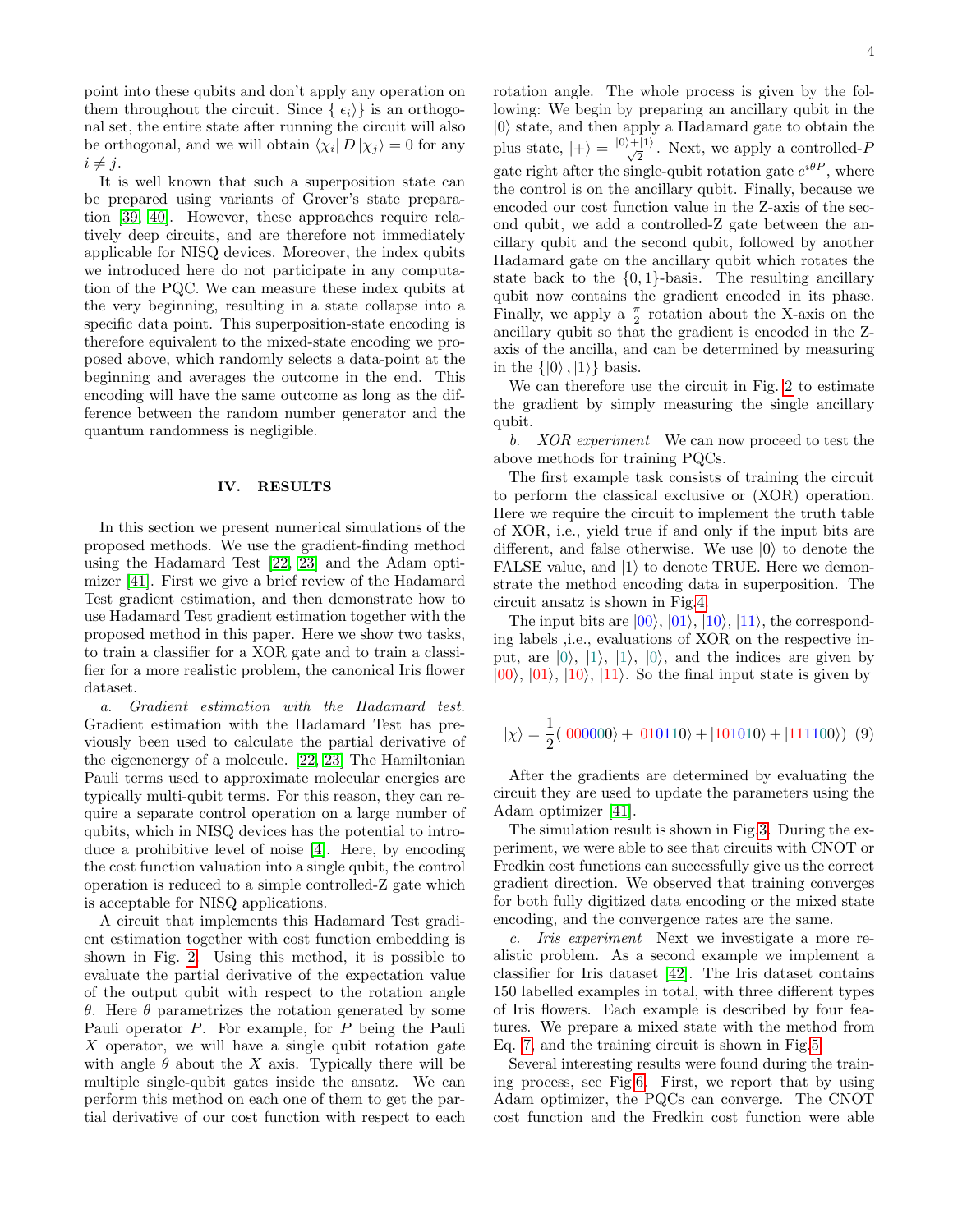point into these qubits and don't apply any operation on them throughout the circuit. Since $\{|\epsilon_i\rangle\}$ is an orthogonal set, the entire state after running the circuit will also be orthogonal, and we will obtain $\langle\chi_i| D |\chi_j\rangle = 0$ for any $i \neq j$.

It is well known that such a superposition state can be prepared using variants of Grover's state preparation [39, 40]. However, these approaches require relatively deep circuits, and are therefore not immediately applicable for NISQ devices. Moreover, the index qubits we introduced here do not participate in any computation of the PQC. We can measure these index qubits at the very beginning, resulting in a state collapse into a specific data point. This superposition-state encoding is therefore equivalent to the mixed-state encoding we proposed above, which randomly selects a data-point at the beginning and averages the outcome in the end. This encoding will have the same outcome as long as the difference between the random number generator and the quantum randomness is negligible.

## IV. RESULTS

In this section we present numerical simulations of the proposed methods. We use the gradient-finding method using the Hadamard Test [22, 23] and the Adam optimizer [41]. First we give a brief review of the Hadamard Test gradient estimation, and then demonstrate how to use Hadamard Test gradient estimation together with the proposed method in this paper. Here we show two tasks, to train a classifier for a XOR gate and to train a classifier for a more realistic problem, the canonical Iris flower dataset.

*a. Gradient estimation with the Hadamard test.* Gradient estimation with the Hadamard Test has previously been used to calculate the partial derivative of the eigenenergy of a molecule. [22, 23] The Hamiltonian Pauli terms used to approximate molecular energies are typically multi-qubit terms. For this reason, they can require a separate control operation on a large number of qubits, which in NISQ devices has the potential to introduce a prohibitive level of noise [4]. Here, by encoding the cost function valuation into a single qubit, the control operation is reduced to a simple controlled-Z gate which is acceptable for NISQ applications.

A circuit that implements this Hadamard Test gradient estimation together with cost function embedding is shown in Fig. 2. Using this method, it is possible to evaluate the partial derivative of the expectation value of the output qubit with respect to the rotation angle $\theta$. Here $\theta$ parametrizes the rotation generated by some Pauli operator $P$. For example, for $P$ being the Pauli $X$ operator, we will have a single qubit rotation gate with angle $\theta$ about the $X$ axis. Typically there will be multiple single-qubit gates inside the ansatz. We can perform this method on each one of them to get the partial derivative of our cost function with respect to each rotation angle. The whole process is given by the following: We begin by preparing an ancillary qubit in the $|0\rangle$ state, and then apply a Hadamard gate to obtain the plus state, $|+\rangle = \frac{|0\rangle+|1\rangle}{\sqrt{2}}$. Next, we apply a controlled-$P$ gate right after the single-qubit rotation gate $e^{i\theta P}$, where the control is on the ancillary qubit. Finally, because we encoded our cost function value in the Z-axis of the second qubit, we add a controlled-Z gate between the ancillary qubit and the second qubit, followed by another Hadamard gate on the ancillary qubit which rotates the state back to the $\{0, 1\}$-basis. The resulting ancillary qubit now contains the gradient encoded in its phase. Finally, we apply a $\frac{\pi}{2}$ rotation about the X-axis on the ancillary qubit so that the gradient is encoded in the Z-axis of the ancilla, and can be determined by measuring in the $\{|0\rangle, |1\rangle\}$ basis.

We can therefore use the circuit in Fig. 2 to estimate the gradient by simply measuring the single ancillary qubit.

*b. XOR experiment* We can now proceed to test the above methods for training PQCs.

The first example task consists of training the circuit to perform the classical exclusive or (XOR) operation. Here we require the circuit to implement the truth table of XOR, i.e., yield true if and only if the input bits are different, and false otherwise. We use $|0\rangle$ to denote the FALSE value, and $|1\rangle$ to denote TRUE. Here we demonstrate the method encoding data in superposition. The circuit ansatz is shown in Fig.4.

The input bits are $|00\rangle$, $|01\rangle$, $|10\rangle$, $|11\rangle$, the corresponding labels ,i.e., evaluations of XOR on the respective input, are $|0\rangle$, $|1\rangle$, $|1\rangle$, $|0\rangle$, and the indices are given by $|00\rangle$, $|01\rangle$, $|10\rangle$, $|11\rangle$. So the final input state is given by

$$|\chi\rangle = \frac{1}{2}(|000000\rangle + |010110\rangle + |101010\rangle + |111100\rangle) \quad (9)$$

After the gradients are determined by evaluating the circuit they are used to update the parameters using the Adam optimizer [41].

The simulation result is shown in Fig.3. During the experiment, we were able to see that circuits with CNOT or Fredkin cost functions can successfully give us the correct gradient direction. We observed that training converges for both fully digitized data encoding or the mixed state encoding, and the convergence rates are the same.

*c. Iris experiment* Next we investigate a more realistic problem. As a second example we implement a classifier for Iris dataset [42]. The Iris dataset contains 150 labelled examples in total, with three different types of Iris flowers. Each example is described by four features. We prepare a mixed state with the method from Eq. 7, and the training circuit is shown in Fig.5.

Several interesting results were found during the training process, see Fig.6. First, we report that by using Adam optimizer, the PQCs can converge. The CNOT cost function and the Fredkin cost function were able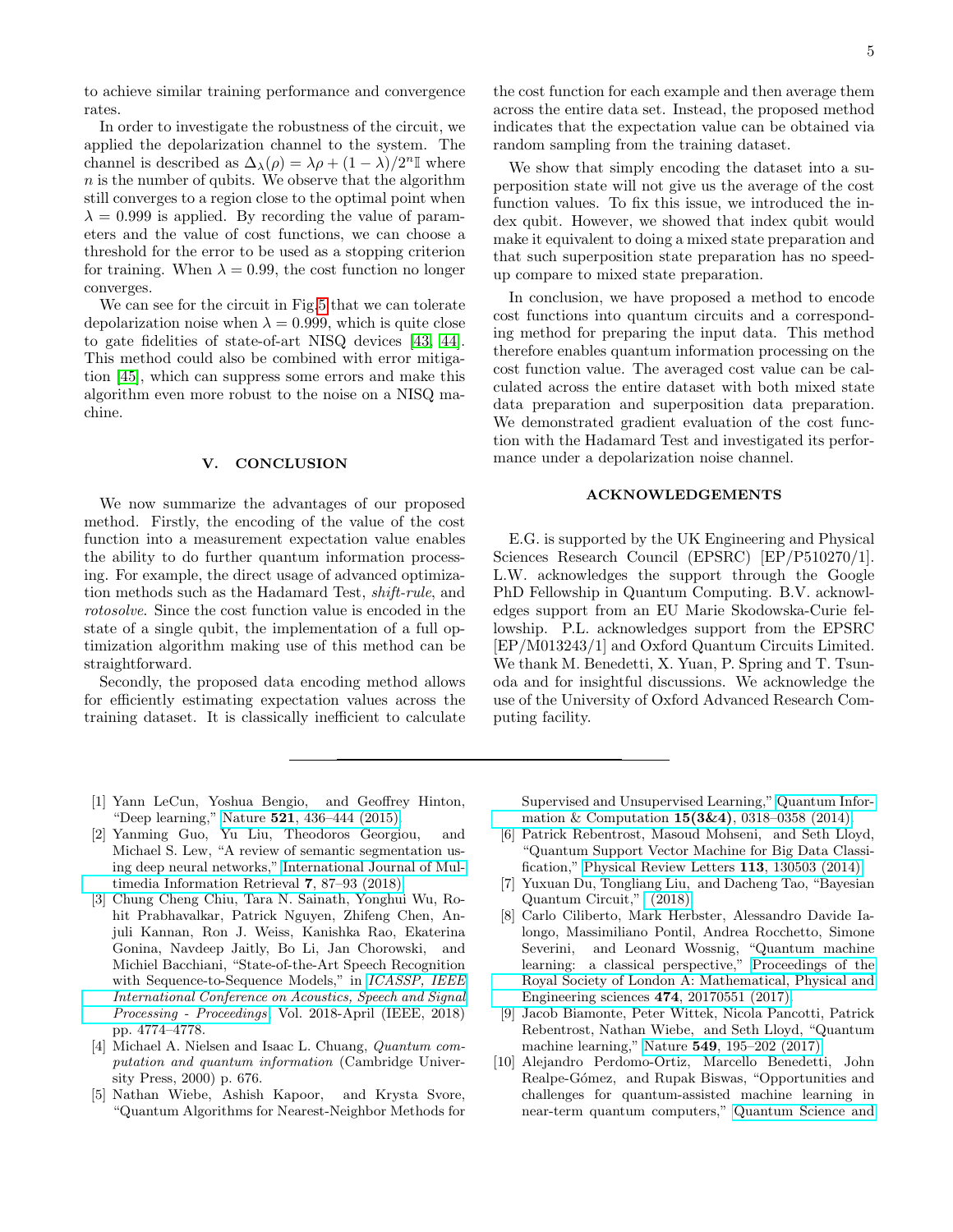to achieve similar training performance and convergence rates.

In order to investigate the robustness of the circuit, we applied the depolarization channel to the system. The channel is described as $\Delta_\lambda(\rho) = \lambda\rho + (1-\lambda)/2^n\mathbb{I}$ where $n$ is the number of qubits. We observe that the algorithm still converges to a region close to the optimal point when $\lambda = 0.999$ is applied. By recording the value of parameters and the value of cost functions, we can choose a threshold for the error to be used as a stopping criterion for training. When $\lambda = 0.99$, the cost function no longer converges.

We can see for the circuit in Fig.5 that we can tolerate depolarization noise when $\lambda = 0.999$, which is quite close to gate fidelities of state-of-art NISQ devices [43, 44]. This method could also be combined with error mitigation [45], which can suppress some errors and make this algorithm even more robust to the noise on a NISQ machine.

## V. CONCLUSION

We now summarize the advantages of our proposed method. Firstly, the encoding of the value of the cost function into a measurement expectation value enables the ability to do further quantum information processing. For example, the direct usage of advanced optimization methods such as the Hadamard Test, *shift-rule*, and *rotosolve*. Since the cost function value is encoded in the state of a single qubit, the implementation of a full optimization algorithm making use of this method can be straightforward.

Secondly, the proposed data encoding method allows for efficiently estimating expectation values across the training dataset. It is classically inefficient to calculate the cost function for each example and then average them across the entire data set. Instead, the proposed method indicates that the expectation value can be obtained via random sampling from the training dataset.

We show that simply encoding the dataset into a superposition state will not give us the average of the cost function values. To fix this issue, we introduced the index qubit. However, we showed that index qubit would make it equivalent to doing a mixed state preparation and that such superposition state preparation has no speed-up compare to mixed state preparation.

In conclusion, we have proposed a method to encode cost functions into quantum circuits and a corresponding method for preparing the input data. This method therefore enables quantum information processing on the cost function value. The averaged cost value can be calculated across the entire dataset with both mixed state data preparation and superposition data preparation. We demonstrated gradient evaluation of the cost function with the Hadamard Test and investigated its performance under a depolarization noise channel.

## ACKNOWLEDGEMENTS

E.G. is supported by the UK Engineering and Physical Sciences Research Council (EPSRC) [EP/P510270/1]. L.W. acknowledges the support through the Google PhD Fellowship in Quantum Computing. B.V. acknowledges support from an EU Marie Skodowska-Curie fellowship. P.L. acknowledges support from the EPSRC [EP/M013243/1] and Oxford Quantum Circuits Limited. We thank M. Benedetti, X. Yuan, P. Spring and T. Tsunoda and for insightful discussions. We acknowledge the use of the University of Oxford Advanced Research Computing facility.

---

[1] Yann LeCun, Yoshua Bengio, and Geoffrey Hinton, "Deep learning," Nature **521**, 436–444 (2015).

[2] Yanming Guo, Yu Liu, Theodoros Georgiou, and Michael S. Lew, "A review of semantic segmentation using deep neural networks," International Journal of Multimedia Information Retrieval **7**, 87–93 (2018).

[3] Chung Cheng Chiu, Tara N. Sainath, Yonghui Wu, Rohit Prabhavalkar, Patrick Nguyen, Zhifeng Chen, Anjuli Kannan, Ron J. Weiss, Kanishka Rao, Ekaterina Gonina, Navdeep Jaitly, Bo Li, Jan Chorowski, and Michiel Bacchiani, "State-of-the-Art Speech Recognition with Sequence-to-Sequence Models," in *ICASSP, IEEE International Conference on Acoustics, Speech and Signal Processing - Proceedings*, Vol. 2018-April (IEEE, 2018) pp. 4774–4778.

[4] Michael A. Nielsen and Isaac L. Chuang, *Quantum computation and quantum information* (Cambridge University Press, 2000) p. 676.

[5] Nathan Wiebe, Ashish Kapoor, and Krysta Svore, "Quantum Algorithms for Nearest-Neighbor Methods for Supervised and Unsupervised Learning," Quantum Information & Computation **15(3&4)**, 0318–0358 (2014).

[6] Patrick Rebentrost, Masoud Mohseni, and Seth Lloyd, "Quantum Support Vector Machine for Big Data Classification," Physical Review Letters **113**, 130503 (2014).

[7] Yuxuan Du, Tongliang Liu, and Dacheng Tao, "Bayesian Quantum Circuit," (2018).

[8] Carlo Ciliberto, Mark Herbster, Alessandro Davide Ialongo, Massimiliano Pontil, Andrea Rocchetto, Simone Severini, and Leonard Wossnig, "Quantum machine learning: a classical perspective," Proceedings of the Royal Society of London A: Mathematical, Physical and Engineering sciences **474**, 20170551 (2017).

[9] Jacob Biamonte, Peter Wittek, Nicola Pancotti, Patrick Rebentrost, Nathan Wiebe, and Seth Lloyd, "Quantum machine learning," Nature **549**, 195–202 (2017).

[10] Alejandro Perdomo-Ortiz, Marcello Benedetti, John Realpe-Gómez, and Rupak Biswas, "Opportunities and challenges for quantum-assisted machine learning in near-term quantum computers," Quantum Science and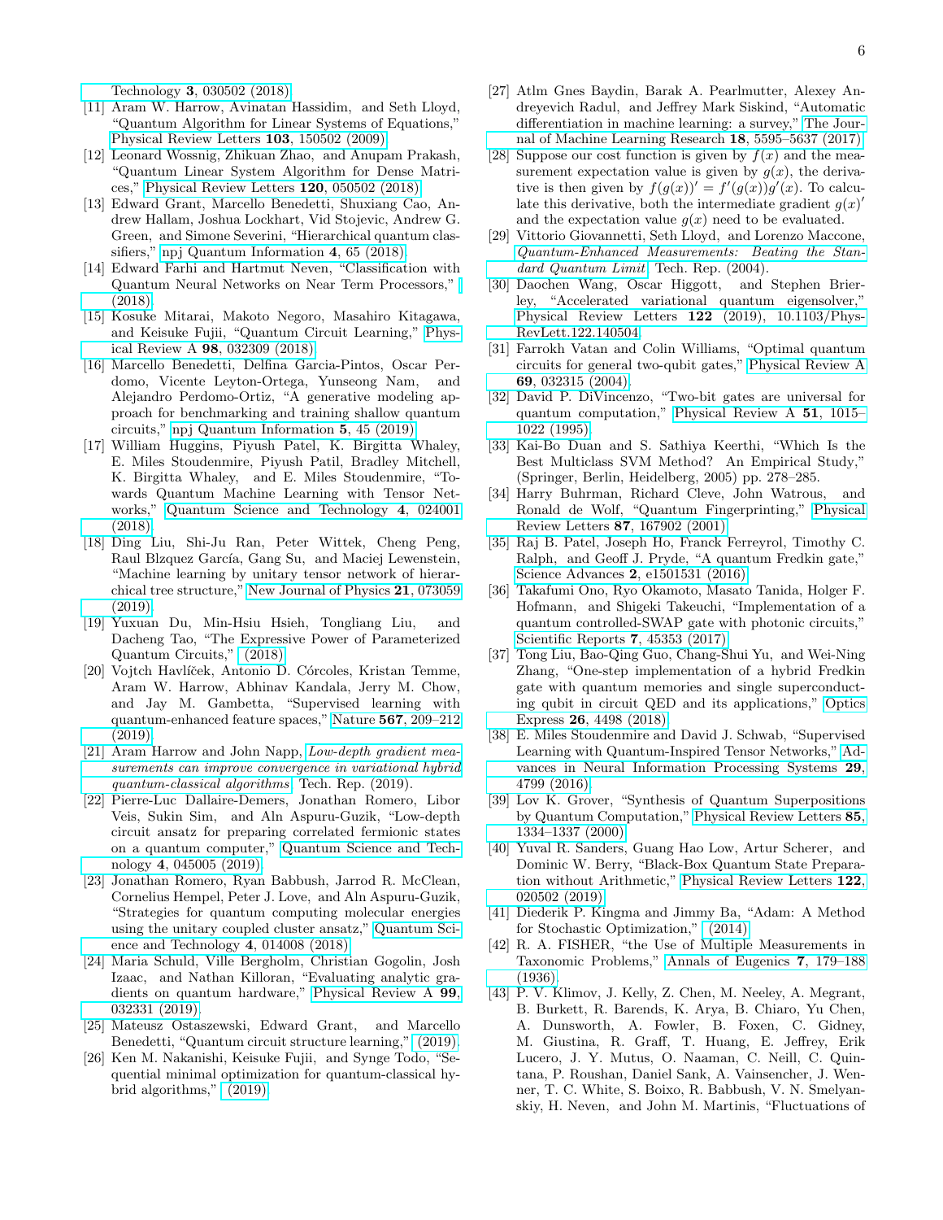Technology **3**, 030502 (2018).

[11] Aram W. Harrow, Avinatan Hassidim, and Seth Lloyd, "Quantum Algorithm for Linear Systems of Equations," Physical Review Letters **103**, 150502 (2009).

[12] Leonard Wossnig, Zhikuan Zhao, and Anupam Prakash, "Quantum Linear System Algorithm for Dense Matrices," Physical Review Letters **120**, 050502 (2018).

[13] Edward Grant, Marcello Benedetti, Shuxiang Cao, Andrew Hallam, Joshua Lockhart, Vid Stojevic, Andrew G. Green, and Simone Severini, "Hierarchical quantum classifiers," npj Quantum Information **4**, 65 (2018).

[14] Edward Farhi and Hartmut Neven, "Classification with Quantum Neural Networks on Near Term Processors," (2018).

[15] Kosuke Mitarai, Makoto Negoro, Masahiro Kitagawa, and Keisuke Fujii, "Quantum Circuit Learning," Physical Review A **98**, 032309 (2018).

[16] Marcello Benedetti, Delfina Garcia-Pintos, Oscar Perdomo, Vicente Leyton-Ortega, Yunseong Nam, and Alejandro Perdomo-Ortiz, "A generative modeling approach for benchmarking and training shallow quantum circuits," npj Quantum Information **5**, 45 (2019).

[17] William Huggins, Piyush Patel, K. Birgitta Whaley, E. Miles Stoudenmire, Piyush Patil, Bradley Mitchell, K. Birgitta Whaley, and E. Miles Stoudenmire, "Towards Quantum Machine Learning with Tensor Networks," Quantum Science and Technology **4**, 024001 (2018).

[18] Ding Liu, Shi-Ju Ran, Peter Wittek, Cheng Peng, Raul Blzquez García, Gang Su, and Maciej Lewenstein, "Machine learning by unitary tensor network of hierarchical tree structure," New Journal of Physics **21**, 073059 (2019).

[19] Yuxuan Du, Min-Hsiu Hsieh, Tongliang Liu, and Dacheng Tao, "The Expressive Power of Parameterized Quantum Circuits," (2018).

[20] Vojtch Havlíček, Antonio D. Córcoles, Kristan Temme, Aram W. Harrow, Abhinav Kandala, Jerry M. Chow, and Jay M. Gambetta, "Supervised learning with quantum-enhanced feature spaces," Nature **567**, 209–212 (2019).

[21] Aram Harrow and John Napp, *Low-depth gradient measurements can improve convergence in variational hybrid quantum-classical algorithms*, Tech. Rep. (2019).

[22] Pierre-Luc Dallaire-Demers, Jonathan Romero, Libor Veis, Sukin Sim, and Aln Aspuru-Guzik, "Low-depth circuit ansatz for preparing correlated fermionic states on a quantum computer," Quantum Science and Technology **4**, 045005 (2019).

[23] Jonathan Romero, Ryan Babbush, Jarrod R. McClean, Cornelius Hempel, Peter J. Love, and Aln Aspuru-Guzik, "Strategies for quantum computing molecular energies using the unitary coupled cluster ansatz," Quantum Science and Technology **4**, 014008 (2018).

[24] Maria Schuld, Ville Bergholm, Christian Gogolin, Josh Izaac, and Nathan Killoran, "Evaluating analytic gradients on quantum hardware," Physical Review A **99**, 032331 (2019).

[25] Mateusz Ostaszewski, Edward Grant, and Marcello Benedetti, "Quantum circuit structure learning," (2019).

[26] Ken M. Nakanishi, Keisuke Fujii, and Synge Todo, "Sequential minimal optimization for quantum-classical hybrid algorithms," (2019).

[27] Atlm Gnes Baydin, Barak A. Pearlmutter, Alexey Andreyevich Radul, and Jeffrey Mark Siskind, "Automatic differentiation in machine learning: a survey," The Journal of Machine Learning Research **18**, 5595–5637 (2017).

[28] Suppose our cost function is given by $f(x)$ and the measurement expectation value is given by $g(x)$, the derivative is then given by $f(g(x))' = f'(g(x))g'(x)$. To calculate this derivative, both the intermediate gradient $g(x)'$ and the expectation value $g(x)$ need to be evaluated.

[29] Vittorio Giovannetti, Seth Lloyd, and Lorenzo Maccone, *Quantum-Enhanced Measurements: Beating the Standard Quantum Limit*, Tech. Rep. (2004).

[30] Daochen Wang, Oscar Higgott, and Stephen Brierley, "Accelerated variational quantum eigensolver," Physical Review Letters **122** (2019), 10.1103/PhysRevLett.122.140504.

[31] Farrokh Vatan and Colin Williams, "Optimal quantum circuits for general two-qubit gates," Physical Review A **69**, 032315 (2004).

[32] David P. DiVincenzo, "Two-bit gates are universal for quantum computation," Physical Review A **51**, 1015–1022 (1995).

[33] Kai-Bo Duan and S. Sathiya Keerthi, "Which Is the Best Multiclass SVM Method? An Empirical Study," (Springer, Berlin, Heidelberg, 2005) pp. 278–285.

[34] Harry Buhrman, Richard Cleve, John Watrous, and Ronald de Wolf, "Quantum Fingerprinting," Physical Review Letters **87**, 167902 (2001).

[35] Raj B. Patel, Joseph Ho, Franck Ferreyrol, Timothy C. Ralph, and Geoff J. Pryde, "A quantum Fredkin gate," Science Advances **2**, e1501531 (2016).

[36] Takafumi Ono, Ryo Okamoto, Masato Tanida, Holger F. Hofmann, and Shigeki Takeuchi, "Implementation of a quantum controlled-SWAP gate with photonic circuits," Scientific Reports **7**, 45353 (2017).

[37] Tong Liu, Bao-Qing Guo, Chang-Shui Yu, and Wei-Ning Zhang, "One-step implementation of a hybrid Fredkin gate with quantum memories and single superconducting qubit in circuit QED and its applications," Optics Express **26**, 4498 (2018).

[38] E. Miles Stoudenmire and David J. Schwab, "Supervised Learning with Quantum-Inspired Tensor Networks," Advances in Neural Information Processing Systems **29**, 4799 (2016).

[39] Lov K. Grover, "Synthesis of Quantum Superpositions by Quantum Computation," Physical Review Letters **85**, 1334–1337 (2000).

[40] Yuval R. Sanders, Guang Hao Low, Artur Scherer, and Dominic W. Berry, "Black-Box Quantum State Preparation without Arithmetic," Physical Review Letters **122**, 020502 (2019).

[41] Diederik P. Kingma and Jimmy Ba, "Adam: A Method for Stochastic Optimization," (2014).

[42] R. A. FISHER, "the Use of Multiple Measurements in Taxonomic Problems," Annals of Eugenics **7**, 179–188 (1936).

[43] P. V. Klimov, J. Kelly, Z. Chen, M. Neeley, A. Megrant, B. Burkett, R. Barends, K. Arya, B. Chiaro, Yu Chen, A. Dunsworth, A. Fowler, B. Foxen, C. Gidney, M. Giustina, R. Graff, T. Huang, E. Jeffrey, Erik Lucero, J. Y. Mutus, O. Naaman, C. Neill, C. Quintana, P. Roushan, Daniel Sank, A. Vainsencher, J. Wenner, T. C. White, S. Boixo, R. Babbush, V. N. Smelyanskiy, H. Neven, and John M. Martinis, "Fluctuations of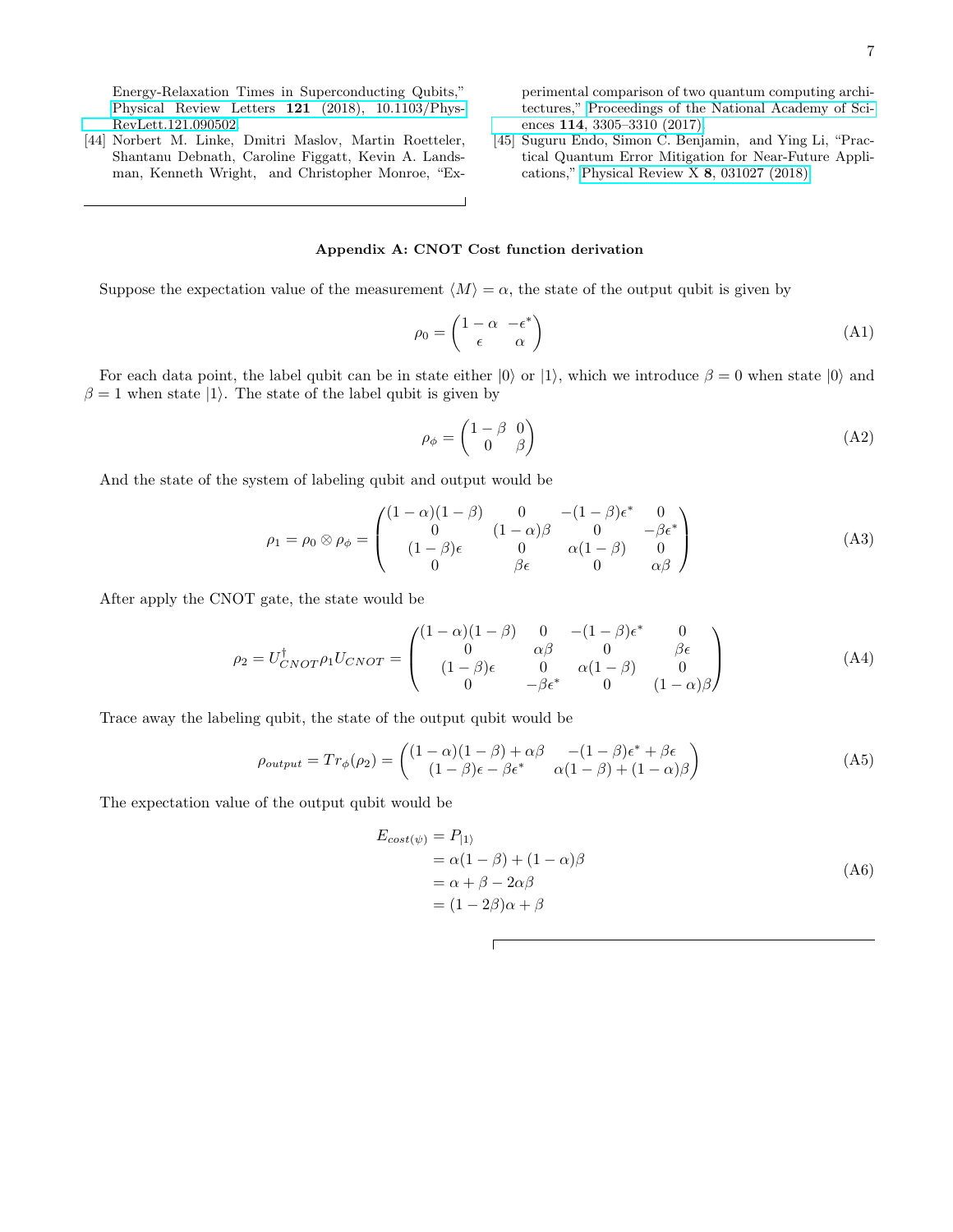Energy-Relaxation Times in Superconducting Qubits," Physical Review Letters **121** (2018), 10.1103/PhysRevLett.121.090502.

[44] Norbert M. Linke, Dmitri Maslov, Martin Roetteler, Shantanu Debnath, Caroline Figgatt, Kevin A. Landsman, Kenneth Wright, and Christopher Monroe, "Experimental comparison of two quantum computing architectures," Proceedings of the National Academy of Sciences **114**, 3305–3310 (2017).

[45] Suguru Endo, Simon C. Benjamin, and Ying Li, "Practical Quantum Error Mitigation for Near-Future Applications," Physical Review X **8**, 031027 (2018).

### Appendix A: CNOT Cost function derivation

Suppose the expectation value of the measurement $\langle M \rangle = \alpha$, the state of the output qubit is given by

$$\rho_0 = \begin{pmatrix} 1-\alpha & -\epsilon^* \\ \epsilon & \alpha \end{pmatrix} \tag{A1}$$

For each data point, the label qubit can be in state either $|0\rangle$ or $|1\rangle$, which we introduce $\beta = 0$ when state $|0\rangle$ and $\beta = 1$ when state $|1\rangle$. The state of the label qubit is given by

$$\rho_\phi = \begin{pmatrix} 1-\beta & 0 \\ 0 & \beta \end{pmatrix} \tag{A2}$$

And the state of the system of labeling qubit and output would be

$$\rho_1 = \rho_0 \otimes \rho_\phi = \begin{pmatrix} (1-\alpha)(1-\beta) & 0 & -(1-\beta)\epsilon^* & 0 \\ 0 & (1-\alpha)\beta & 0 & -\beta\epsilon^* \\ (1-\beta)\epsilon & 0 & \alpha(1-\beta) & 0 \\ 0 & \beta\epsilon & 0 & \alpha\beta \end{pmatrix} \tag{A3}$$

After apply the CNOT gate, the state would be

$$\rho_2 = U_{CNOT}^\dagger \rho_1 U_{CNOT} = \begin{pmatrix} (1-\alpha)(1-\beta) & 0 & -(1-\beta)\epsilon^* & 0 \\ 0 & \alpha\beta & 0 & \beta\epsilon \\ (1-\beta)\epsilon & 0 & \alpha(1-\beta) & 0 \\ 0 & -\beta\epsilon^* & 0 & (1-\alpha)\beta \end{pmatrix} \tag{A4}$$

Trace away the labeling qubit, the state of the output qubit would be

$$\rho_{output} = Tr_\phi(\rho_2) = \begin{pmatrix} (1-\alpha)(1-\beta) + \alpha\beta & -(1-\beta)\epsilon^* + \beta\epsilon \\ (1-\beta)\epsilon - \beta\epsilon^* & \alpha(1-\beta) + (1-\alpha)\beta \end{pmatrix} \tag{A5}$$

The expectation value of the output qubit would be

$$\begin{aligned} E_{cost(\psi)} &= P_{|1\rangle} \\ &= \alpha(1-\beta) + (1-\alpha)\beta \\ &= \alpha + \beta - 2\alpha\beta \\ &= (1-2\beta)\alpha + \beta \end{aligned} \tag{A6}$$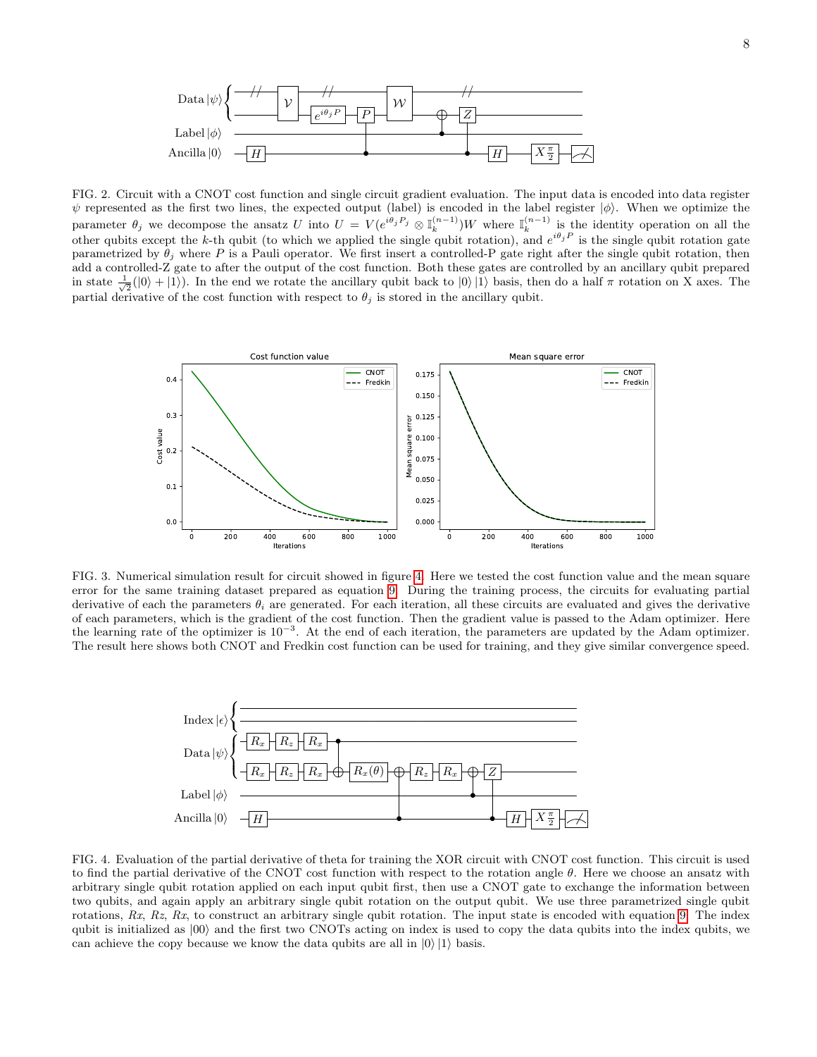FIG. 2. Circuit with a CNOT cost function and single circuit gradient evaluation. The input data is encoded into data register $\psi$ represented as the first two lines, the expected output (label) is encoded in the label register $|\phi\rangle$. When we optimize the parameter $\theta_j$ we decompose the ansatz $U$ into $U = V(e^{i\theta_j P_j} \otimes \mathbb{I}_k^{(n-1)})W$ where $\mathbb{I}_k^{(n-1)}$ is the identity operation on all the other qubits except the $k$-th qubit (to which we applied the single qubit rotation), and $e^{i\theta_j P}$ is the single qubit rotation gate parametrized by $\theta_j$ where $P$ is a Pauli operator. We first insert a controlled-P gate right after the single qubit rotation, then add a controlled-Z gate to after the output of the cost function. Both these gates are controlled by an ancillary qubit prepared in state $\frac{1}{\sqrt{2}}(|0\rangle + |1\rangle)$. In the end we rotate the ancillary qubit back to $|0\rangle\,|1\rangle$ basis, then do a half $\pi$ rotation on X axes. The partial derivative of the cost function with respect to $\theta_j$ is stored in the ancillary qubit.

FIG. 3. Numerical simulation result for circuit showed in figure 4. Here we tested the cost function value and the mean square error for the same training dataset prepared as equation 9. During the training process, the circuits for evaluating partial derivative of each the parameters $\theta_i$ are generated. For each iteration, all these circuits are evaluated and gives the derivative of each parameters, which is the gradient of the cost function. Then the gradient value is passed to the Adam optimizer. Here the learning rate of the optimizer is $10^{-3}$. At the end of each iteration, the parameters are updated by the Adam optimizer. The result here shows both CNOT and Fredkin cost function can be used for training, and they give similar convergence speed.

FIG. 4. Evaluation of the partial derivative of theta for training the XOR circuit with CNOT cost function. This circuit is used to find the partial derivative of the CNOT cost function with respect to the rotation angle $\theta$. Here we choose an ansatz with arbitrary single qubit rotation applied on each input qubit first, then use a CNOT gate to exchange the information between two qubits, and again apply an arbitrary single qubit rotation on the output qubit. We use three parametrized single qubit rotations, $Rx$, $Rz$, $Rx$, to construct an arbitrary single qubit rotation. The input state is encoded with equation 9. The index qubit is initialized as $|00\rangle$ and the first two CNOTs acting on index is used to copy the data qubits into the index qubits, we can achieve the copy because we know the data qubits are all in $|0\rangle\,|1\rangle$ basis.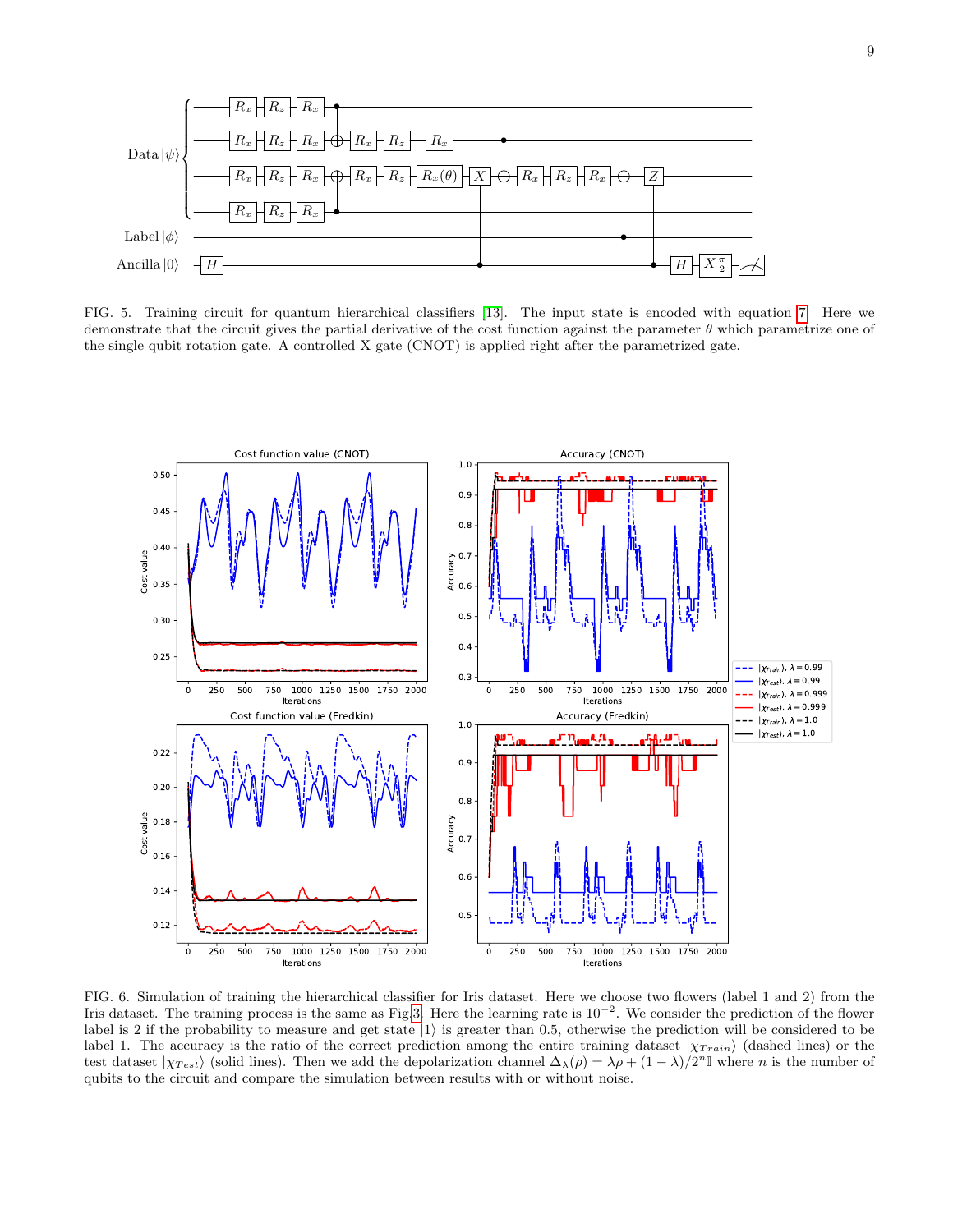Data $|\psi\rangle$

Label $|\phi\rangle$

Ancilla $|0\rangle$

$R_x$ $R_z$ $R_x$ $R_x(\theta)$ $X$ $Z$ $H$ $X_{\frac{\pi}{2}}$

FIG. 5. Training circuit for quantum hierarchical classifiers [13]. The input state is encoded with equation 7. Here we demonstrate that the circuit gives the partial derivative of the cost function against the parameter $\theta$ which parametrize one of the single qubit rotation gate. A controlled X gate (CNOT) is applied right after the parametrized gate.

Cost function value (CNOT)

Accuracy (CNOT)

Cost function value (Fredkin)

Accuracy (Fredkin)

Cost value

Accuracy

Iterations

$|\chi_{Train}\rangle$, $\lambda = 0.99$

$|\chi_{Test}\rangle$, $\lambda = 0.99$

$|\chi_{Train}\rangle$, $\lambda = 0.999$

$|\chi_{Test}\rangle$, $\lambda = 0.999$

$|\chi_{Train}\rangle$, $\lambda = 1.0$

$|\chi_{Test}\rangle$, $\lambda = 1.0$

FIG. 6. Simulation of training the hierarchical classifier for Iris dataset. Here we choose two flowers (label 1 and 2) from the Iris dataset. The training process is the same as Fig.3. Here the learning rate is $10^{-2}$. We consider the prediction of the flower label is 2 if the probability to measure and get state $|1\rangle$ is greater than 0.5, otherwise the prediction will be considered to be label 1. The accuracy is the ratio of the correct prediction among the entire training dataset $|\chi_{Train}\rangle$ (dashed lines) or the test dataset $|\chi_{Test}\rangle$ (solid lines). Then we add the depolarization channel $\Delta_\lambda(\rho) = \lambda\rho + (1-\lambda)/2^n\mathbb{I}$ where $n$ is the number of qubits to the circuit and compare the simulation between results with or without noise.